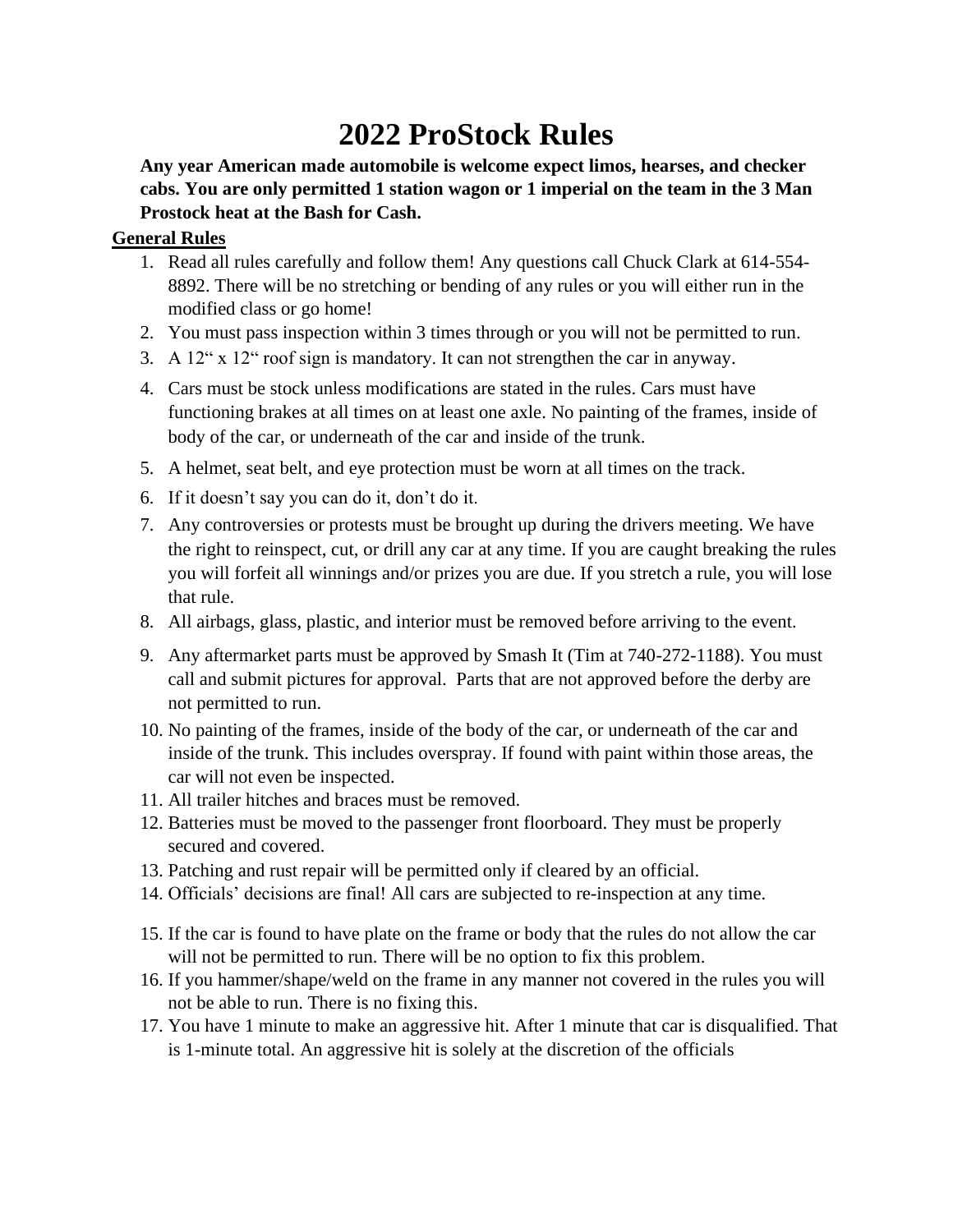# 2022 ProStock Rules

**Any year American made automobile is welcome expect limos, hearses, and checker cabs. You are only permitted 1 station wagon or 1 imperial on the team in the 3 Man Prostock heat at the Bash for Cash.**

## General Rules

1. Read all rules carefully and follow them! Any questions call Chuck Clark at 614-554-8892. There will be no stretching or bending of any rules or you will either run in the modified class or go home!
2. You must pass inspection within 3 times through or you will not be permitted to run.
3. A 12" x 12" roof sign is mandatory. It can not strengthen the car in anyway.
4. Cars must be stock unless modifications are stated in the rules. Cars must have functioning brakes at all times on at least one axle. No painting of the frames, inside of body of the car, or underneath of the car and inside of the trunk.
5. A helmet, seat belt, and eye protection must be worn at all times on the track.
6. If it doesn't say you can do it, don't do it.
7. Any controversies or protests must be brought up during the drivers meeting. We have the right to reinspect, cut, or drill any car at any time. If you are caught breaking the rules you will forfeit all winnings and/or prizes you are due. If you stretch a rule, you will lose that rule.
8. All airbags, glass, plastic, and interior must be removed before arriving to the event.
9. Any aftermarket parts must be approved by Smash It (Tim at 740-272-1188). You must call and submit pictures for approval. Parts that are not approved before the derby are not permitted to run.
10. No painting of the frames, inside of the body of the car, or underneath of the car and inside of the trunk. This includes overspray. If found with paint within those areas, the car will not even be inspected.
11. All trailer hitches and braces must be removed.
12. Batteries must be moved to the passenger front floorboard. They must be properly secured and covered.
13. Patching and rust repair will be permitted only if cleared by an official.
14. Officials' decisions are final! All cars are subjected to re-inspection at any time.
15. If the car is found to have plate on the frame or body that the rules do not allow the car will not be permitted to run. There will be no option to fix this problem.
16. If you hammer/shape/weld on the frame in any manner not covered in the rules you will not be able to run. There is no fixing this.
17. You have 1 minute to make an aggressive hit. After 1 minute that car is disqualified. That is 1-minute total. An aggressive hit is solely at the discretion of the officials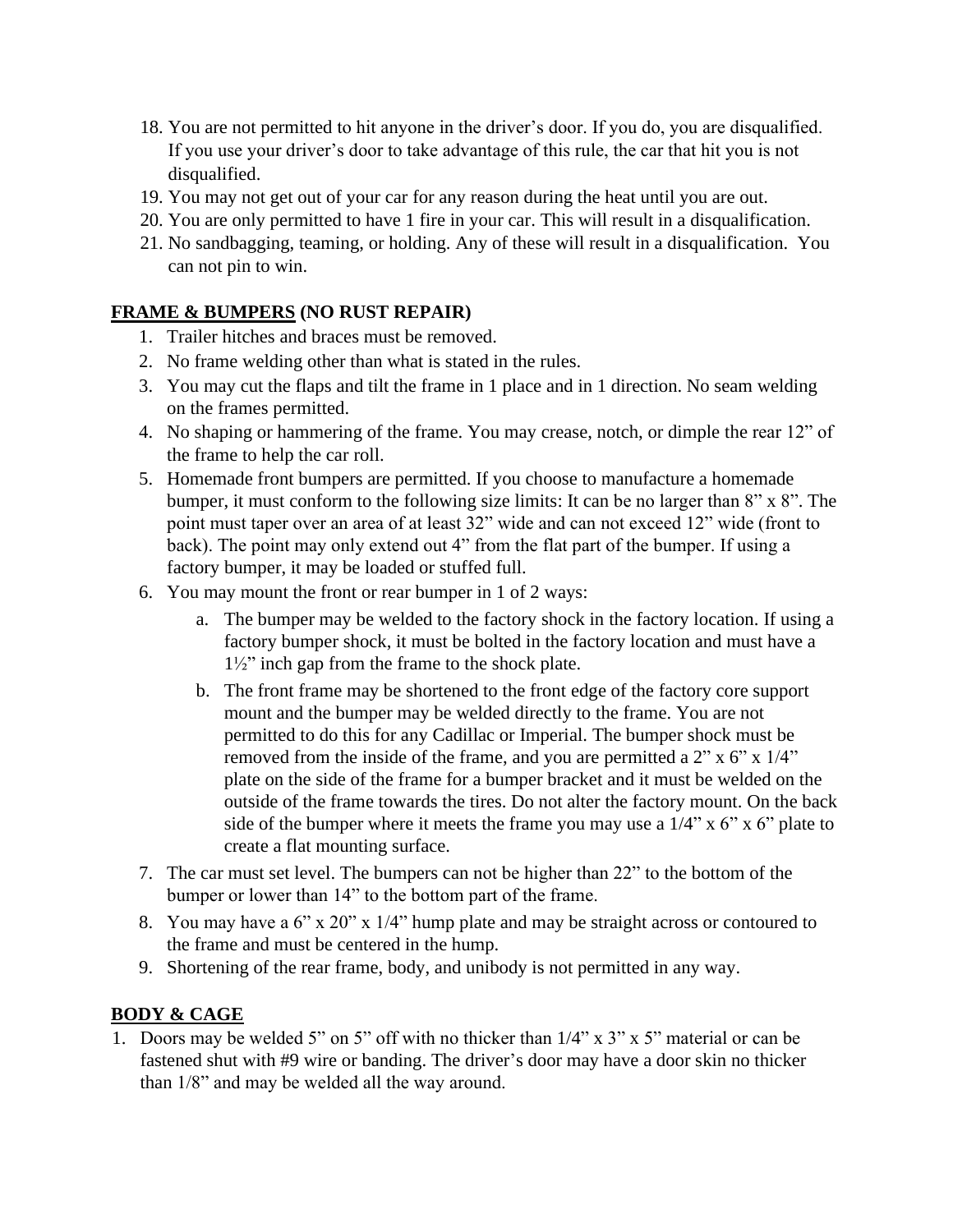18. You are not permitted to hit anyone in the driver's door. If you do, you are disqualified. If you use your driver's door to take advantage of this rule, the car that hit you is not disqualified.
19. You may not get out of your car for any reason during the heat until you are out.
20. You are only permitted to have 1 fire in your car. This will result in a disqualification.
21. No sandbagging, teaming, or holding. Any of these will result in a disqualification. You can not pin to win.

## <u>FRAME & BUMPERS</u> (NO RUST REPAIR)

1. Trailer hitches and braces must be removed.
2. No frame welding other than what is stated in the rules.
3. You may cut the flaps and tilt the frame in 1 place and in 1 direction. No seam welding on the frames permitted.
4. No shaping or hammering of the frame. You may crease, notch, or dimple the rear 12" of the frame to help the car roll.
5. Homemade front bumpers are permitted. If you choose to manufacture a homemade bumper, it must conform to the following size limits: It can be no larger than 8" x 8". The point must taper over an area of at least 32" wide and can not exceed 12" wide (front to back). The point may only extend out 4" from the flat part of the bumper. If using a factory bumper, it may be loaded or stuffed full.
6. You may mount the front or rear bumper in 1 of 2 ways:
   a. The bumper may be welded to the factory shock in the factory location. If using a factory bumper shock, it must be bolted in the factory location and must have a 1½" inch gap from the frame to the shock plate.
   b. The front frame may be shortened to the front edge of the factory core support mount and the bumper may be welded directly to the frame. You are not permitted to do this for any Cadillac or Imperial. The bumper shock must be removed from the inside of the frame, and you are permitted a 2" x 6" x 1/4" plate on the side of the frame for a bumper bracket and it must be welded on the outside of the frame towards the tires. Do not alter the factory mount. On the back side of the bumper where it meets the frame you may use a 1/4" x 6" x 6" plate to create a flat mounting surface.
7. The car must set level. The bumpers can not be higher than 22" to the bottom of the bumper or lower than 14" to the bottom part of the frame.
8. You may have a 6" x 20" x 1/4" hump plate and may be straight across or contoured to the frame and must be centered in the hump.
9. Shortening of the rear frame, body, and unibody is not permitted in any way.

## <u>BODY & CAGE</u>

1. Doors may be welded 5" on 5" off with no thicker than 1/4" x 3" x 5" material or can be fastened shut with #9 wire or banding. The driver's door may have a door skin no thicker than 1/8" and may be welded all the way around.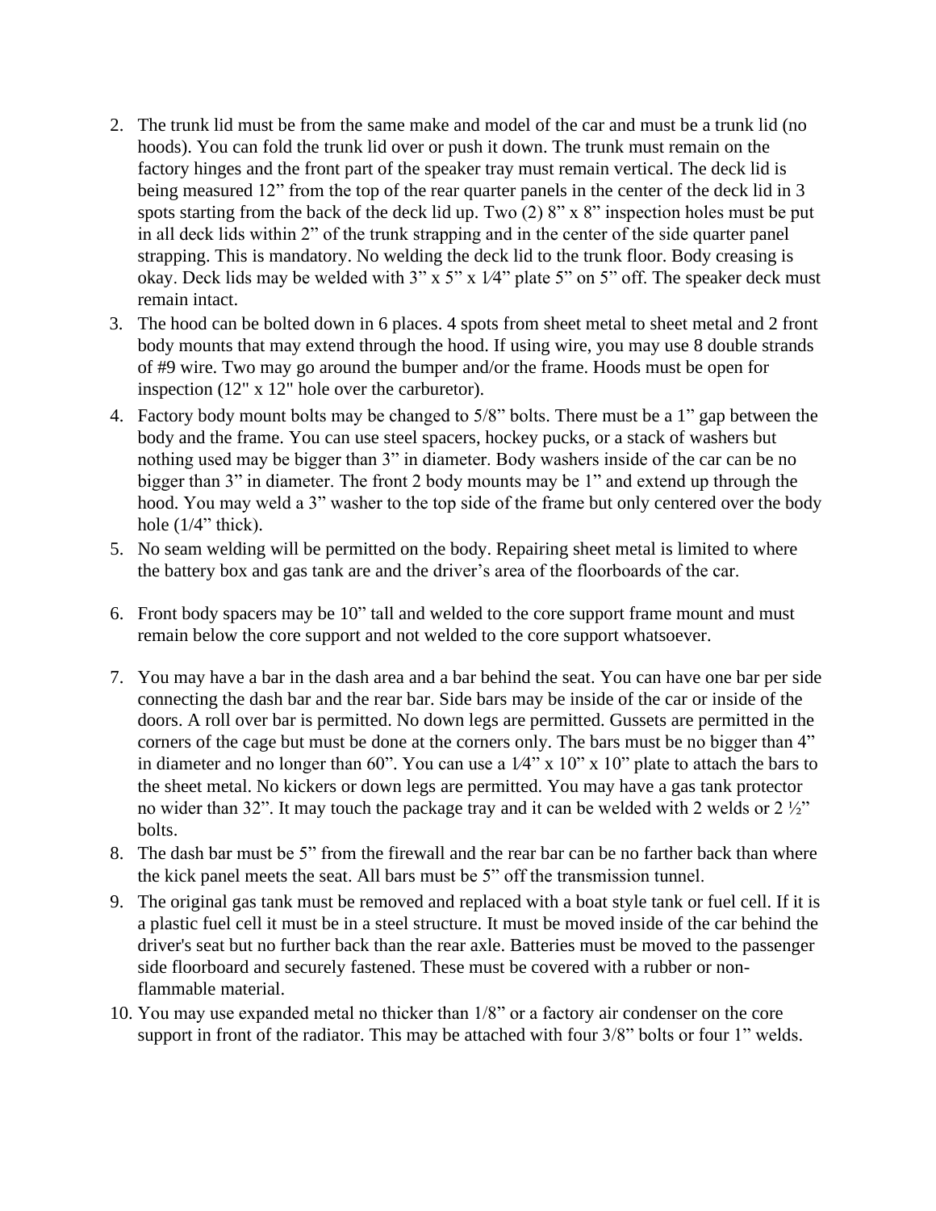2. The trunk lid must be from the same make and model of the car and must be a trunk lid (no hoods). You can fold the trunk lid over or push it down. The trunk must remain on the factory hinges and the front part of the speaker tray must remain vertical. The deck lid is being measured 12" from the top of the rear quarter panels in the center of the deck lid in 3 spots starting from the back of the deck lid up. Two (2) 8" x 8" inspection holes must be put in all deck lids within 2" of the trunk strapping and in the center of the side quarter panel strapping. This is mandatory. No welding the deck lid to the trunk floor. Body creasing is okay. Deck lids may be welded with 3" x 5" x 1⁄4" plate 5" on 5" off. The speaker deck must remain intact.
3. The hood can be bolted down in 6 places. 4 spots from sheet metal to sheet metal and 2 front body mounts that may extend through the hood. If using wire, you may use 8 double strands of #9 wire. Two may go around the bumper and/or the frame. Hoods must be open for inspection (12" x 12" hole over the carburetor).
4. Factory body mount bolts may be changed to 5/8" bolts. There must be a 1" gap between the body and the frame. You can use steel spacers, hockey pucks, or a stack of washers but nothing used may be bigger than 3" in diameter. Body washers inside of the car can be no bigger than 3" in diameter. The front 2 body mounts may be 1" and extend up through the hood. You may weld a 3" washer to the top side of the frame but only centered over the body hole (1/4" thick).
5. No seam welding will be permitted on the body. Repairing sheet metal is limited to where the battery box and gas tank are and the driver's area of the floorboards of the car.
6. Front body spacers may be 10" tall and welded to the core support frame mount and must remain below the core support and not welded to the core support whatsoever.
7. You may have a bar in the dash area and a bar behind the seat. You can have one bar per side connecting the dash bar and the rear bar. Side bars may be inside of the car or inside of the doors. A roll over bar is permitted. No down legs are permitted. Gussets are permitted in the corners of the cage but must be done at the corners only. The bars must be no bigger than 4" in diameter and no longer than 60". You can use a 1⁄4" x 10" x 10" plate to attach the bars to the sheet metal. No kickers or down legs are permitted. You may have a gas tank protector no wider than 32". It may touch the package tray and it can be welded with 2 welds or 2 ½" bolts.
8. The dash bar must be 5" from the firewall and the rear bar can be no farther back than where the kick panel meets the seat. All bars must be 5" off the transmission tunnel.
9. The original gas tank must be removed and replaced with a boat style tank or fuel cell. If it is a plastic fuel cell it must be in a steel structure. It must be moved inside of the car behind the driver's seat but no further back than the rear axle. Batteries must be moved to the passenger side floorboard and securely fastened. These must be covered with a rubber or non-flammable material.
10. You may use expanded metal no thicker than 1/8" or a factory air condenser on the core support in front of the radiator. This may be attached with four 3/8" bolts or four 1" welds.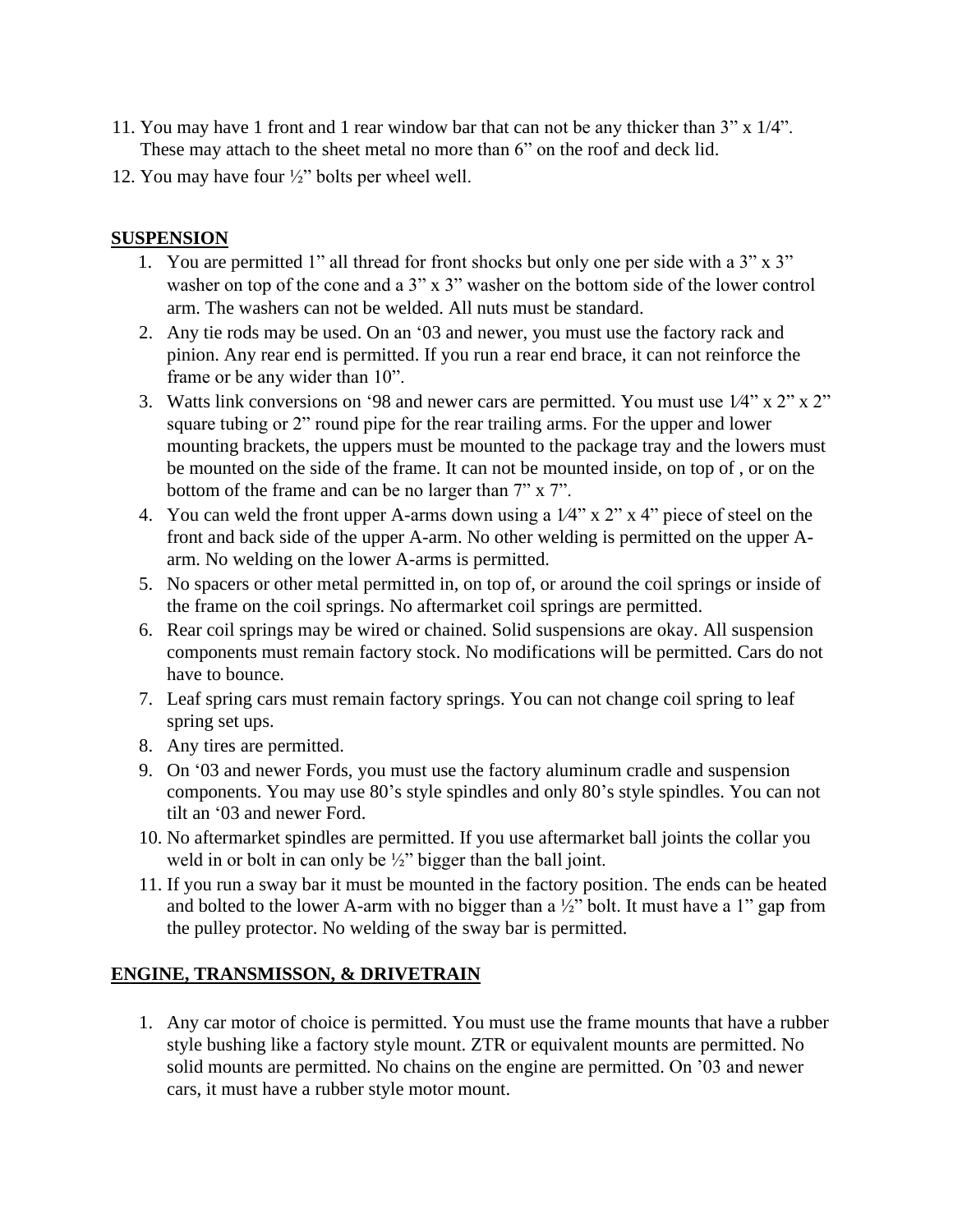11. You may have 1 front and 1 rear window bar that can not be any thicker than 3" x 1/4". These may attach to the sheet metal no more than 6" on the roof and deck lid.
12. You may have four ½" bolts per wheel well.

## SUSPENSION

1. You are permitted 1" all thread for front shocks but only one per side with a 3" x 3" washer on top of the cone and a 3" x 3" washer on the bottom side of the lower control arm. The washers can not be welded. All nuts must be standard.
2. Any tie rods may be used. On an '03 and newer, you must use the factory rack and pinion. Any rear end is permitted. If you run a rear end brace, it can not reinforce the frame or be any wider than 10".
3. Watts link conversions on '98 and newer cars are permitted. You must use 1⁄4" x 2" x 2" square tubing or 2" round pipe for the rear trailing arms. For the upper and lower mounting brackets, the uppers must be mounted to the package tray and the lowers must be mounted on the side of the frame. It can not be mounted inside, on top of , or on the bottom of the frame and can be no larger than 7" x 7".
4. You can weld the front upper A-arms down using a 1⁄4" x 2" x 4" piece of steel on the front and back side of the upper A-arm. No other welding is permitted on the upper A-arm. No welding on the lower A-arms is permitted.
5. No spacers or other metal permitted in, on top of, or around the coil springs or inside of the frame on the coil springs. No aftermarket coil springs are permitted.
6. Rear coil springs may be wired or chained. Solid suspensions are okay. All suspension components must remain factory stock. No modifications will be permitted. Cars do not have to bounce.
7. Leaf spring cars must remain factory springs. You can not change coil spring to leaf spring set ups.
8. Any tires are permitted.
9. On '03 and newer Fords, you must use the factory aluminum cradle and suspension components. You may use 80's style spindles and only 80's style spindles. You can not tilt an '03 and newer Ford.
10. No aftermarket spindles are permitted. If you use aftermarket ball joints the collar you weld in or bolt in can only be ½" bigger than the ball joint.
11. If you run a sway bar it must be mounted in the factory position. The ends can be heated and bolted to the lower A-arm with no bigger than a ½" bolt. It must have a 1" gap from the pulley protector. No welding of the sway bar is permitted.

## ENGINE, TRANSMISSON, & DRIVETRAIN

1. Any car motor of choice is permitted. You must use the frame mounts that have a rubber style bushing like a factory style mount. ZTR or equivalent mounts are permitted. No solid mounts are permitted. No chains on the engine are permitted. On '03 and newer cars, it must have a rubber style motor mount.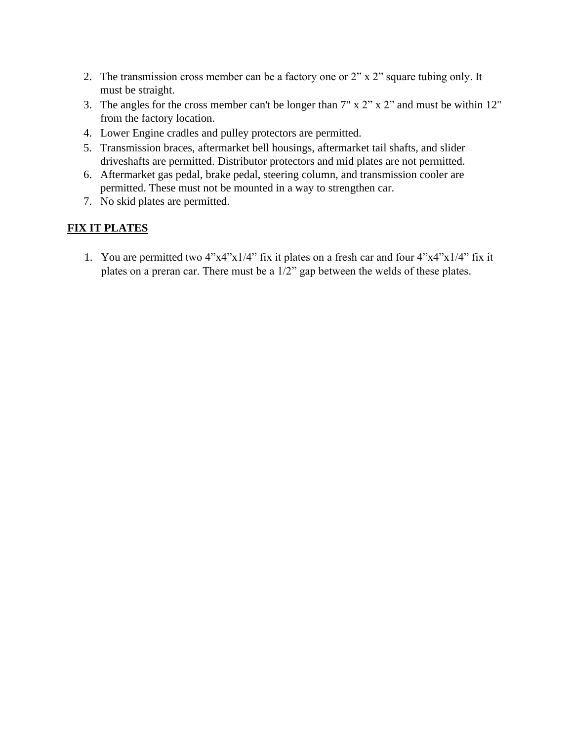2. The transmission cross member can be a factory one or 2” x 2” square tubing only. It must be straight.
3. The angles for the cross member can't be longer than 7" x 2” x 2” and must be within 12" from the factory location.
4. Lower Engine cradles and pulley protectors are permitted.
5. Transmission braces, aftermarket bell housings, aftermarket tail shafts, and slider driveshafts are permitted. Distributor protectors and mid plates are not permitted.
6. Aftermarket gas pedal, brake pedal, steering column, and transmission cooler are permitted. These must not be mounted in a way to strengthen car.
7. No skid plates are permitted.

## FIX IT PLATES

1. You are permitted two 4”x4”x1/4” fix it plates on a fresh car and four 4”x4”x1/4” fix it plates on a preran car. There must be a 1/2” gap between the welds of these plates.